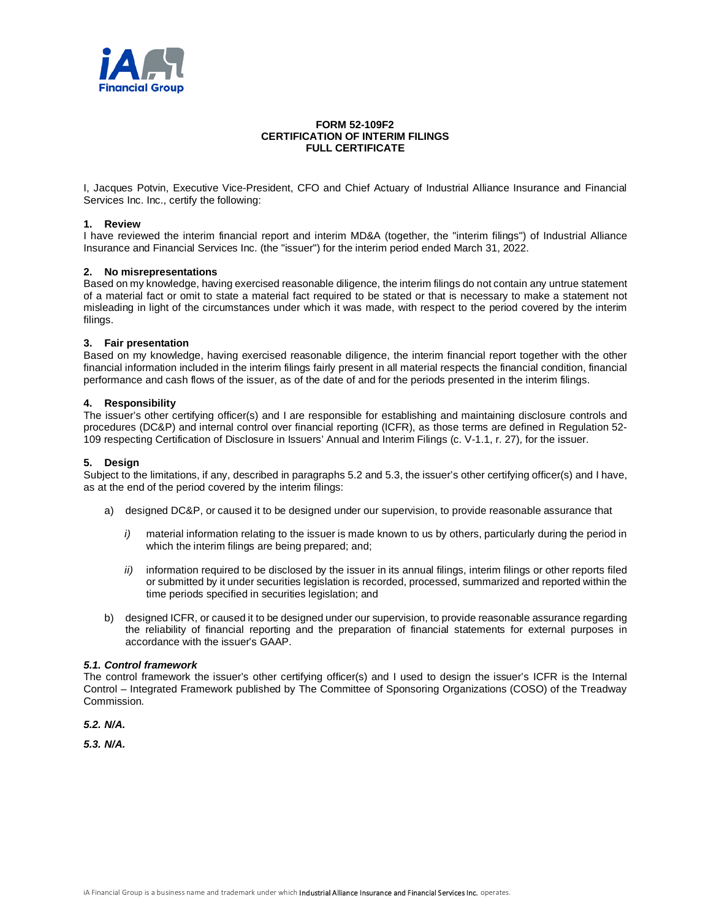**FORM 52-109F2**
**CERTIFICATION OF INTERIM FILINGS**
**FULL CERTIFICATE**

I, Jacques Potvin, Executive Vice-President, CFO and Chief Actuary of Industrial Alliance Insurance and Financial Services Inc. Inc., certify the following:

**1. Review**
I have reviewed the interim financial report and interim MD&A (together, the "interim filings") of Industrial Alliance Insurance and Financial Services Inc. (the "issuer") for the interim period ended March 31, 2022.

**2. No misrepresentations**
Based on my knowledge, having exercised reasonable diligence, the interim filings do not contain any untrue statement of a material fact or omit to state a material fact required to be stated or that is necessary to make a statement not misleading in light of the circumstances under which it was made, with respect to the period covered by the interim filings.

**3. Fair presentation**
Based on my knowledge, having exercised reasonable diligence, the interim financial report together with the other financial information included in the interim filings fairly present in all material respects the financial condition, financial performance and cash flows of the issuer, as of the date of and for the periods presented in the interim filings.

**4. Responsibility**
The issuer's other certifying officer(s) and I are responsible for establishing and maintaining disclosure controls and procedures (DC&P) and internal control over financial reporting (ICFR), as those terms are defined in Regulation 52-109 respecting Certification of Disclosure in Issuers' Annual and Interim Filings (c. V-1.1, r. 27), for the issuer.

**5. Design**
Subject to the limitations, if any, described in paragraphs 5.2 and 5.3, the issuer's other certifying officer(s) and I have, as at the end of the period covered by the interim filings:

a) designed DC&P, or caused it to be designed under our supervision, to provide reasonable assurance that

  *i)* material information relating to the issuer is made known to us by others, particularly during the period in which the interim filings are being prepared; and;

  *ii)* information required to be disclosed by the issuer in its annual filings, interim filings or other reports filed or submitted by it under securities legislation is recorded, processed, summarized and reported within the time periods specified in securities legislation; and

b) designed ICFR, or caused it to be designed under our supervision, to provide reasonable assurance regarding the reliability of financial reporting and the preparation of financial statements for external purposes in accordance with the issuer's GAAP.

***5.1. Control framework***
The control framework the issuer's other certifying officer(s) and I used to design the issuer's ICFR is the Internal Control – Integrated Framework published by The Committee of Sponsoring Organizations (COSO) of the Treadway Commission.

***5.2. N/A.***

***5.3. N/A.***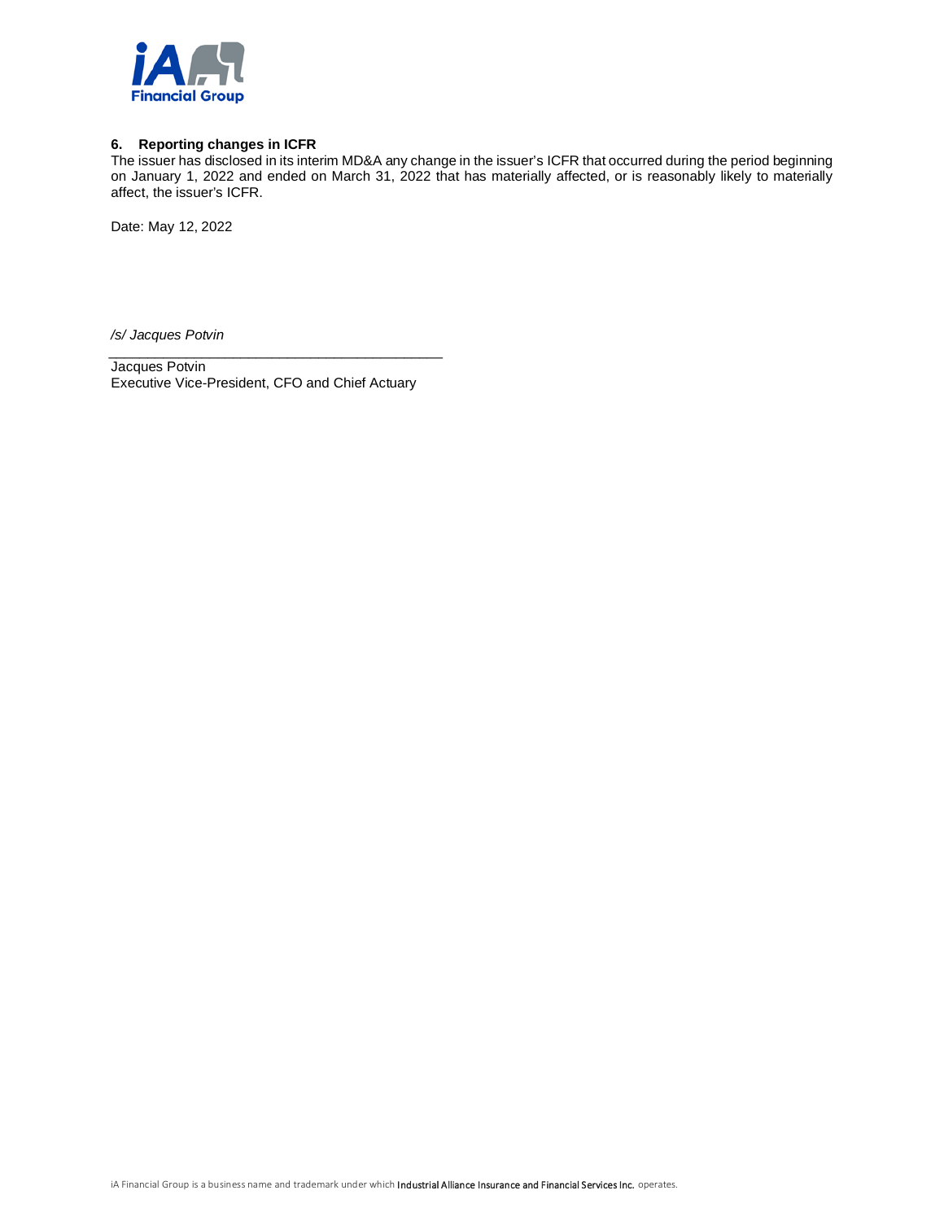**6. Reporting changes in ICFR**

The issuer has disclosed in its interim MD&A any change in the issuer's ICFR that occurred during the period beginning on January 1, 2022 and ended on March 31, 2022 that has materially affected, or is reasonably likely to materially affect, the issuer's ICFR.

Date: May 12, 2022

*/s/ Jacques Potvin*

Jacques Potvin
Executive Vice-President, CFO and Chief Actuary

iA Financial Group is a business name and trademark under which Industrial Alliance Insurance and Financial Services Inc. operates.